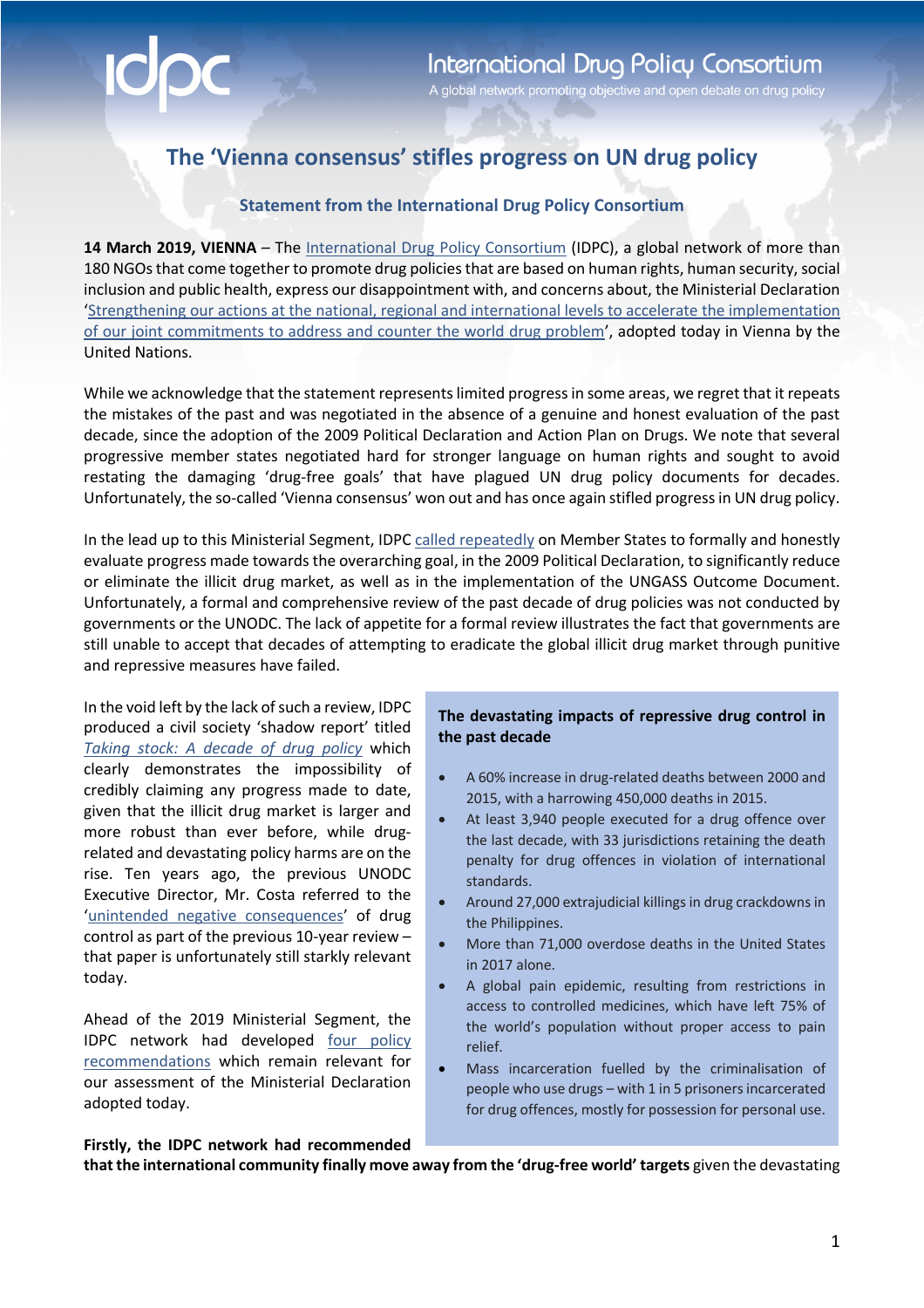idpc

International Drug Policy Consortium

A global network promoting objective and open debate on drug policy

# The 'Vienna consensus' stifles progress on UN drug policy

## Statement from the International Drug Policy Consortium

**14 March 2019, VIENNA** – The International Drug Policy Consortium (IDPC), a global network of more than 180 NGOs that come together to promote drug policies that are based on human rights, human security, social inclusion and public health, express our disappointment with, and concerns about, the Ministerial Declaration 'Strengthening our actions at the national, regional and international levels to accelerate the implementation of our joint commitments to address and counter the world drug problem', adopted today in Vienna by the United Nations.

While we acknowledge that the statement represents limited progress in some areas, we regret that it repeats the mistakes of the past and was negotiated in the absence of a genuine and honest evaluation of the past decade, since the adoption of the 2009 Political Declaration and Action Plan on Drugs. We note that several progressive member states negotiated hard for stronger language on human rights and sought to avoid restating the damaging 'drug-free goals' that have plagued UN drug policy documents for decades. Unfortunately, the so-called 'Vienna consensus' won out and has once again stifled progress in UN drug policy.

In the lead up to this Ministerial Segment, IDPC called repeatedly on Member States to formally and honestly evaluate progress made towards the overarching goal, in the 2009 Political Declaration, to significantly reduce or eliminate the illicit drug market, as well as in the implementation of the UNGASS Outcome Document. Unfortunately, a formal and comprehensive review of the past decade of drug policies was not conducted by governments or the UNODC. The lack of appetite for a formal review illustrates the fact that governments are still unable to accept that decades of attempting to eradicate the global illicit drug market through punitive and repressive measures have failed.

In the void left by the lack of such a review, IDPC produced a civil society 'shadow report' titled *Taking stock: A decade of drug policy* which clearly demonstrates the impossibility of credibly claiming any progress made to date, given that the illicit drug market is larger and more robust than ever before, while drug-related and devastating policy harms are on the rise. Ten years ago, the previous UNODC Executive Director, Mr. Costa referred to the 'unintended negative consequences' of drug control as part of the previous 10-year review – that paper is unfortunately still starkly relevant today.

Ahead of the 2019 Ministerial Segment, the IDPC network had developed four policy recommendations which remain relevant for our assessment of the Ministerial Declaration adopted today.

> **The devastating impacts of repressive drug control in the past decade**
>
> - A 60% increase in drug-related deaths between 2000 and 2015, with a harrowing 450,000 deaths in 2015.
> - At least 3,940 people executed for a drug offence over the last decade, with 33 jurisdictions retaining the death penalty for drug offences in violation of international standards.
> - Around 27,000 extrajudicial killings in drug crackdowns in the Philippines.
> - More than 71,000 overdose deaths in the United States in 2017 alone.
> - A global pain epidemic, resulting from restrictions in access to controlled medicines, which have left 75% of the world's population without proper access to pain relief.
> - Mass incarceration fuelled by the criminalisation of people who use drugs – with 1 in 5 prisoners incarcerated for drug offences, mostly for possession for personal use.

**Firstly, the IDPC network had recommended that the international community finally move away from the 'drug-free world' targets** given the devastating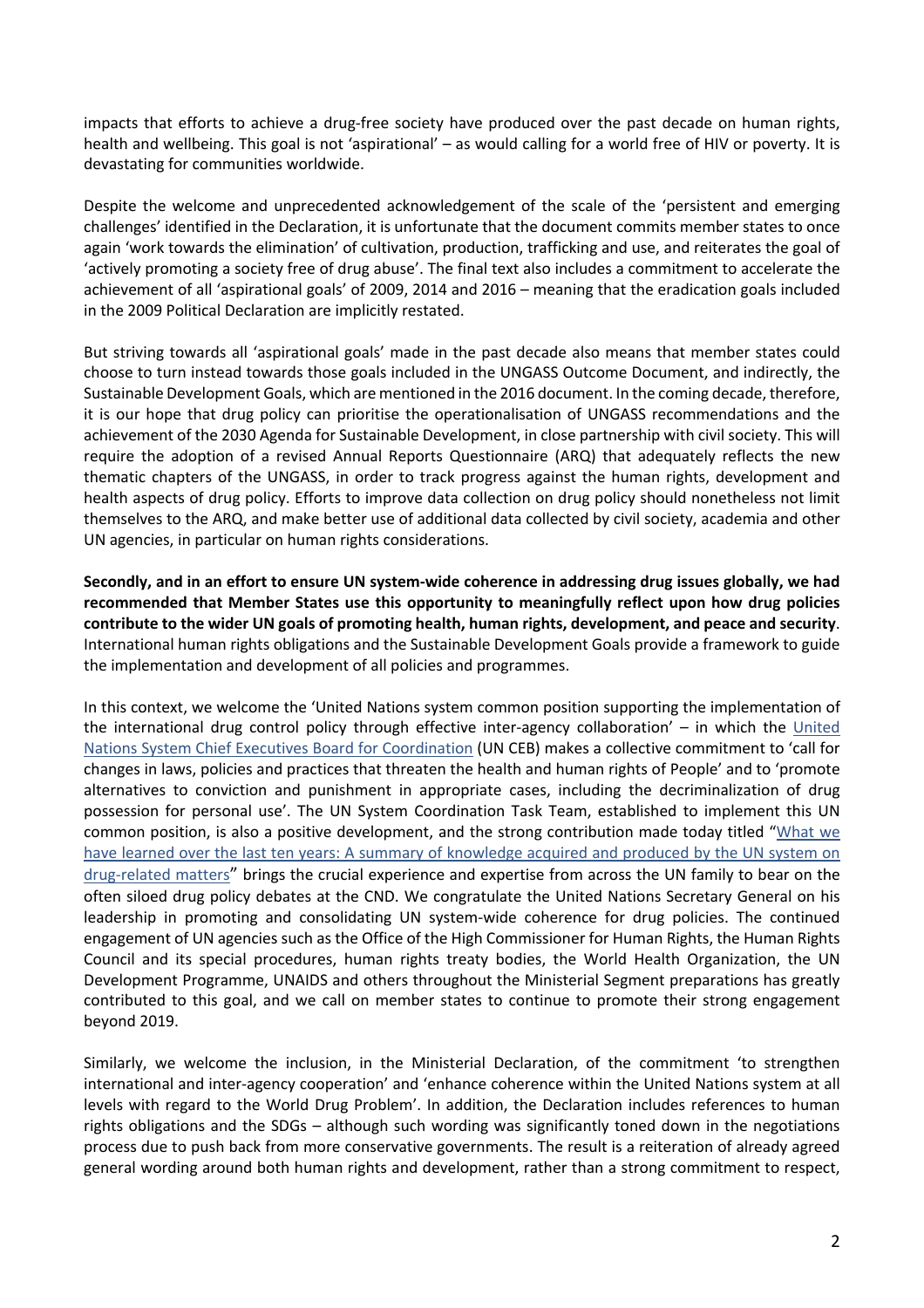impacts that efforts to achieve a drug-free society have produced over the past decade on human rights, health and wellbeing. This goal is not 'aspirational' – as would calling for a world free of HIV or poverty. It is devastating for communities worldwide.

Despite the welcome and unprecedented acknowledgement of the scale of the 'persistent and emerging challenges' identified in the Declaration, it is unfortunate that the document commits member states to once again 'work towards the elimination' of cultivation, production, trafficking and use, and reiterates the goal of 'actively promoting a society free of drug abuse'. The final text also includes a commitment to accelerate the achievement of all 'aspirational goals' of 2009, 2014 and 2016 – meaning that the eradication goals included in the 2009 Political Declaration are implicitly restated.

But striving towards all 'aspirational goals' made in the past decade also means that member states could choose to turn instead towards those goals included in the UNGASS Outcome Document, and indirectly, the Sustainable Development Goals, which are mentioned in the 2016 document. In the coming decade, therefore, it is our hope that drug policy can prioritise the operationalisation of UNGASS recommendations and the achievement of the 2030 Agenda for Sustainable Development, in close partnership with civil society. This will require the adoption of a revised Annual Reports Questionnaire (ARQ) that adequately reflects the new thematic chapters of the UNGASS, in order to track progress against the human rights, development and health aspects of drug policy. Efforts to improve data collection on drug policy should nonetheless not limit themselves to the ARQ, and make better use of additional data collected by civil society, academia and other UN agencies, in particular on human rights considerations.

**Secondly, and in an effort to ensure UN system-wide coherence in addressing drug issues globally, we had recommended that Member States use this opportunity to meaningfully reflect upon how drug policies contribute to the wider UN goals of promoting health, human rights, development, and peace and security**. International human rights obligations and the Sustainable Development Goals provide a framework to guide the implementation and development of all policies and programmes.

In this context, we welcome the 'United Nations system common position supporting the implementation of the international drug control policy through effective inter-agency collaboration' – in which the United Nations System Chief Executives Board for Coordination (UN CEB) makes a collective commitment to 'call for changes in laws, policies and practices that threaten the health and human rights of People' and to 'promote alternatives to conviction and punishment in appropriate cases, including the decriminalization of drug possession for personal use'. The UN System Coordination Task Team, established to implement this UN common position, is also a positive development, and the strong contribution made today titled "What we have learned over the last ten years: A summary of knowledge acquired and produced by the UN system on drug-related matters" brings the crucial experience and expertise from across the UN family to bear on the often siloed drug policy debates at the CND. We congratulate the United Nations Secretary General on his leadership in promoting and consolidating UN system-wide coherence for drug policies. The continued engagement of UN agencies such as the Office of the High Commissioner for Human Rights, the Human Rights Council and its special procedures, human rights treaty bodies, the World Health Organization, the UN Development Programme, UNAIDS and others throughout the Ministerial Segment preparations has greatly contributed to this goal, and we call on member states to continue to promote their strong engagement beyond 2019.

Similarly, we welcome the inclusion, in the Ministerial Declaration, of the commitment 'to strengthen international and inter-agency cooperation' and 'enhance coherence within the United Nations system at all levels with regard to the World Drug Problem'. In addition, the Declaration includes references to human rights obligations and the SDGs – although such wording was significantly toned down in the negotiations process due to push back from more conservative governments. The result is a reiteration of already agreed general wording around both human rights and development, rather than a strong commitment to respect,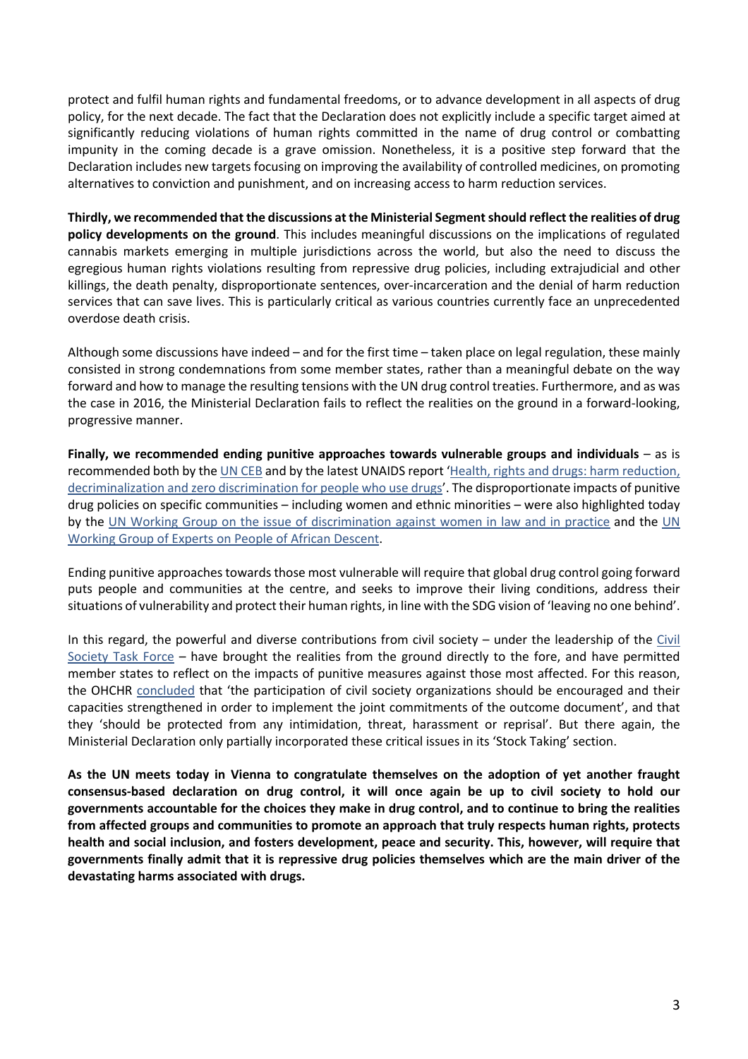protect and fulfil human rights and fundamental freedoms, or to advance development in all aspects of drug policy, for the next decade. The fact that the Declaration does not explicitly include a specific target aimed at significantly reducing violations of human rights committed in the name of drug control or combatting impunity in the coming decade is a grave omission. Nonetheless, it is a positive step forward that the Declaration includes new targets focusing on improving the availability of controlled medicines, on promoting alternatives to conviction and punishment, and on increasing access to harm reduction services.

**Thirdly, we recommended that the discussions at the Ministerial Segment should reflect the realities of drug policy developments on the ground**. This includes meaningful discussions on the implications of regulated cannabis markets emerging in multiple jurisdictions across the world, but also the need to discuss the egregious human rights violations resulting from repressive drug policies, including extrajudicial and other killings, the death penalty, disproportionate sentences, over-incarceration and the denial of harm reduction services that can save lives. This is particularly critical as various countries currently face an unprecedented overdose death crisis.

Although some discussions have indeed – and for the first time – taken place on legal regulation, these mainly consisted in strong condemnations from some member states, rather than a meaningful debate on the way forward and how to manage the resulting tensions with the UN drug control treaties. Furthermore, and as was the case in 2016, the Ministerial Declaration fails to reflect the realities on the ground in a forward-looking, progressive manner.

**Finally, we recommended ending punitive approaches towards vulnerable groups and individuals** – as is recommended both by the UN CEB and by the latest UNAIDS report 'Health, rights and drugs: harm reduction, decriminalization and zero discrimination for people who use drugs'. The disproportionate impacts of punitive drug policies on specific communities – including women and ethnic minorities – were also highlighted today by the UN Working Group on the issue of discrimination against women in law and in practice and the UN Working Group of Experts on People of African Descent.

Ending punitive approaches towards those most vulnerable will require that global drug control going forward puts people and communities at the centre, and seeks to improve their living conditions, address their situations of vulnerability and protect their human rights, in line with the SDG vision of 'leaving no one behind'.

In this regard, the powerful and diverse contributions from civil society – under the leadership of the Civil Society Task Force – have brought the realities from the ground directly to the fore, and have permitted member states to reflect on the impacts of punitive measures against those most affected. For this reason, the OHCHR concluded that 'the participation of civil society organizations should be encouraged and their capacities strengthened in order to implement the joint commitments of the outcome document', and that they 'should be protected from any intimidation, threat, harassment or reprisal'. But there again, the Ministerial Declaration only partially incorporated these critical issues in its 'Stock Taking' section.

**As the UN meets today in Vienna to congratulate themselves on the adoption of yet another fraught consensus-based declaration on drug control, it will once again be up to civil society to hold our governments accountable for the choices they make in drug control, and to continue to bring the realities from affected groups and communities to promote an approach that truly respects human rights, protects health and social inclusion, and fosters development, peace and security. This, however, will require that governments finally admit that it is repressive drug policies themselves which are the main driver of the devastating harms associated with drugs.**